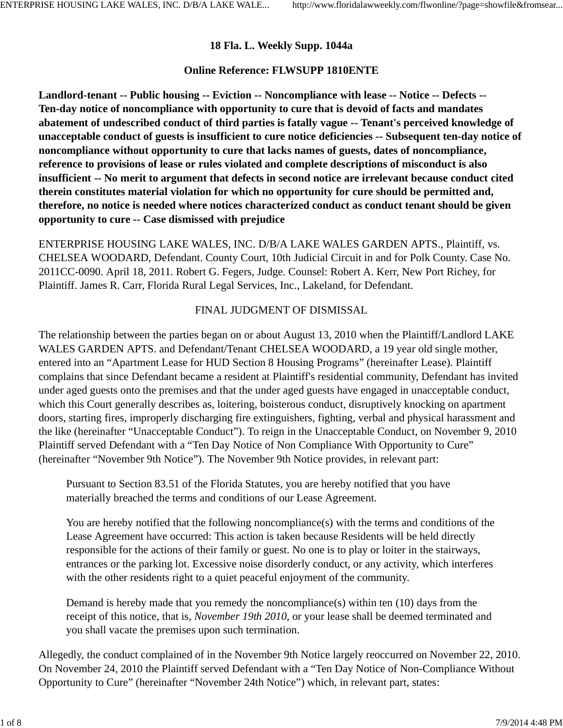**18 Fla. L. Weekly Supp. 1044a**

**Online Reference: FLWSUPP 1810ENTE**

**Landlord-tenant -- Public housing -- Eviction -- Noncompliance with lease -- Notice -- Defects -- Ten-day notice of noncompliance with opportunity to cure that is devoid of facts and mandates abatement of undescribed conduct of third parties is fatally vague -- Tenant's perceived knowledge of unacceptable conduct of guests is insufficient to cure notice deficiencies -- Subsequent ten-day notice of noncompliance without opportunity to cure that lacks names of guests, dates of noncompliance, reference to provisions of lease or rules violated and complete descriptions of misconduct is also insufficient -- No merit to argument that defects in second notice are irrelevant because conduct cited therein constitutes material violation for which no opportunity for cure should be permitted and, therefore, no notice is needed where notices characterized conduct as conduct tenant should be given opportunity to cure -- Case dismissed with prejudice**

ENTERPRISE HOUSING LAKE WALES, INC. D/B/A LAKE WALES GARDEN APTS., Plaintiff, vs. CHELSEA WOODARD, Defendant. County Court, 10th Judicial Circuit in and for Polk County. Case No. 2011CC-0090. April 18, 2011. Robert G. Fegers, Judge. Counsel: Robert A. Kerr, New Port Richey, for Plaintiff. James R. Carr, Florida Rural Legal Services, Inc., Lakeland, for Defendant.

FINAL JUDGMENT OF DISMISSAL

The relationship between the parties began on or about August 13, 2010 when the Plaintiff/Landlord LAKE WALES GARDEN APTS. and Defendant/Tenant CHELSEA WOODARD, a 19 year old single mother, entered into an "Apartment Lease for HUD Section 8 Housing Programs" (hereinafter Lease). Plaintiff complains that since Defendant became a resident at Plaintiff's residential community, Defendant has invited under aged guests onto the premises and that the under aged guests have engaged in unacceptable conduct, which this Court generally describes as, loitering, boisterous conduct, disruptively knocking on apartment doors, starting fires, improperly discharging fire extinguishers, fighting, verbal and physical harassment and the like (hereinafter "Unacceptable Conduct"). To reign in the Unacceptable Conduct, on November 9, 2010 Plaintiff served Defendant with a "Ten Day Notice of Non Compliance With Opportunity to Cure" (hereinafter "November 9th Notice"). The November 9th Notice provides, in relevant part:

> Pursuant to Section 83.51 of the Florida Statutes, you are hereby notified that you have materially breached the terms and conditions of our Lease Agreement.
>
> You are hereby notified that the following noncompliance(s) with the terms and conditions of the Lease Agreement have occurred: This action is taken because Residents will be held directly responsible for the actions of their family or guest. No one is to play or loiter in the stairways, entrances or the parking lot. Excessive noise disorderly conduct, or any activity, which interferes with the other residents right to a quiet peaceful enjoyment of the community.
>
> Demand is hereby made that you remedy the noncompliance(s) within ten (10) days from the receipt of this notice, that is, *November 19th 2010*, or your lease shall be deemed terminated and you shall vacate the premises upon such termination.

Allegedly, the conduct complained of in the November 9th Notice largely reoccurred on November 22, 2010. On November 24, 2010 the Plaintiff served Defendant with a "Ten Day Notice of Non-Compliance Without Opportunity to Cure" (hereinafter "November 24th Notice") which, in relevant part, states: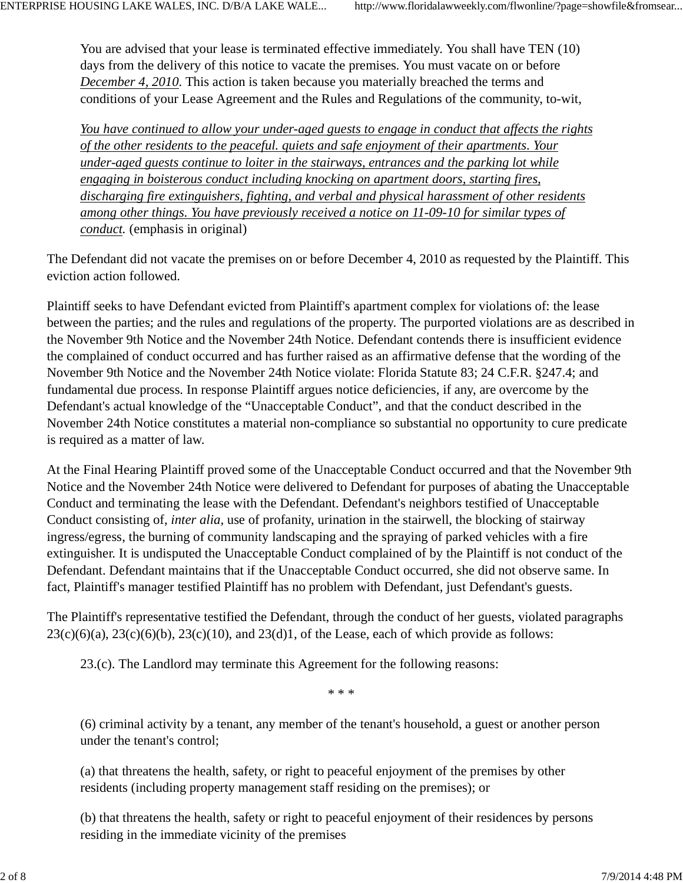> You are advised that your lease is terminated effective immediately. You shall have TEN (10) days from the delivery of this notice to vacate the premises. You must vacate on or before *December 4, 2010*. This action is taken because you materially breached the terms and conditions of your Lease Agreement and the Rules and Regulations of the community, to-wit,
>
> *You have continued to allow your under-aged guests to engage in conduct that affects the rights of the other residents to the peaceful. quiets and safe enjoyment of their apartments. Your under-aged guests continue to loiter in the stairways, entrances and the parking lot while engaging in boisterous conduct including knocking on apartment doors, starting fires, discharging fire extinguishers, fighting, and verbal and physical harassment of other residents among other things. You have previously received a notice on 11-09-10 for similar types of conduct.* (emphasis in original)

The Defendant did not vacate the premises on or before December 4, 2010 as requested by the Plaintiff. This eviction action followed.

Plaintiff seeks to have Defendant evicted from Plaintiff's apartment complex for violations of: the lease between the parties; and the rules and regulations of the property. The purported violations are as described in the November 9th Notice and the November 24th Notice. Defendant contends there is insufficient evidence the complained of conduct occurred and has further raised as an affirmative defense that the wording of the November 9th Notice and the November 24th Notice violate: Florida Statute 83; 24 C.F.R. §247.4; and fundamental due process. In response Plaintiff argues notice deficiencies, if any, are overcome by the Defendant's actual knowledge of the "Unacceptable Conduct", and that the conduct described in the November 24th Notice constitutes a material non-compliance so substantial no opportunity to cure predicate is required as a matter of law.

At the Final Hearing Plaintiff proved some of the Unacceptable Conduct occurred and that the November 9th Notice and the November 24th Notice were delivered to Defendant for purposes of abating the Unacceptable Conduct and terminating the lease with the Defendant. Defendant's neighbors testified of Unacceptable Conduct consisting of, *inter alia,* use of profanity, urination in the stairwell, the blocking of stairway ingress/egress, the burning of community landscaping and the spraying of parked vehicles with a fire extinguisher. It is undisputed the Unacceptable Conduct complained of by the Plaintiff is not conduct of the Defendant. Defendant maintains that if the Unacceptable Conduct occurred, she did not observe same. In fact, Plaintiff's manager testified Plaintiff has no problem with Defendant, just Defendant's guests.

The Plaintiff's representative testified the Defendant, through the conduct of her guests, violated paragraphs 23(c)(6)(a), 23(c)(6)(b), 23(c)(10), and 23(d)1, of the Lease, each of which provide as follows:

> 23.(c). The Landlord may terminate this Agreement for the following reasons:
>
> \* \* \*
>
> (6) criminal activity by a tenant, any member of the tenant's household, a guest or another person under the tenant's control;
>
> (a) that threatens the health, safety, or right to peaceful enjoyment of the premises by other residents (including property management staff residing on the premises); or
>
> (b) that threatens the health, safety or right to peaceful enjoyment of their residences by persons residing in the immediate vicinity of the premises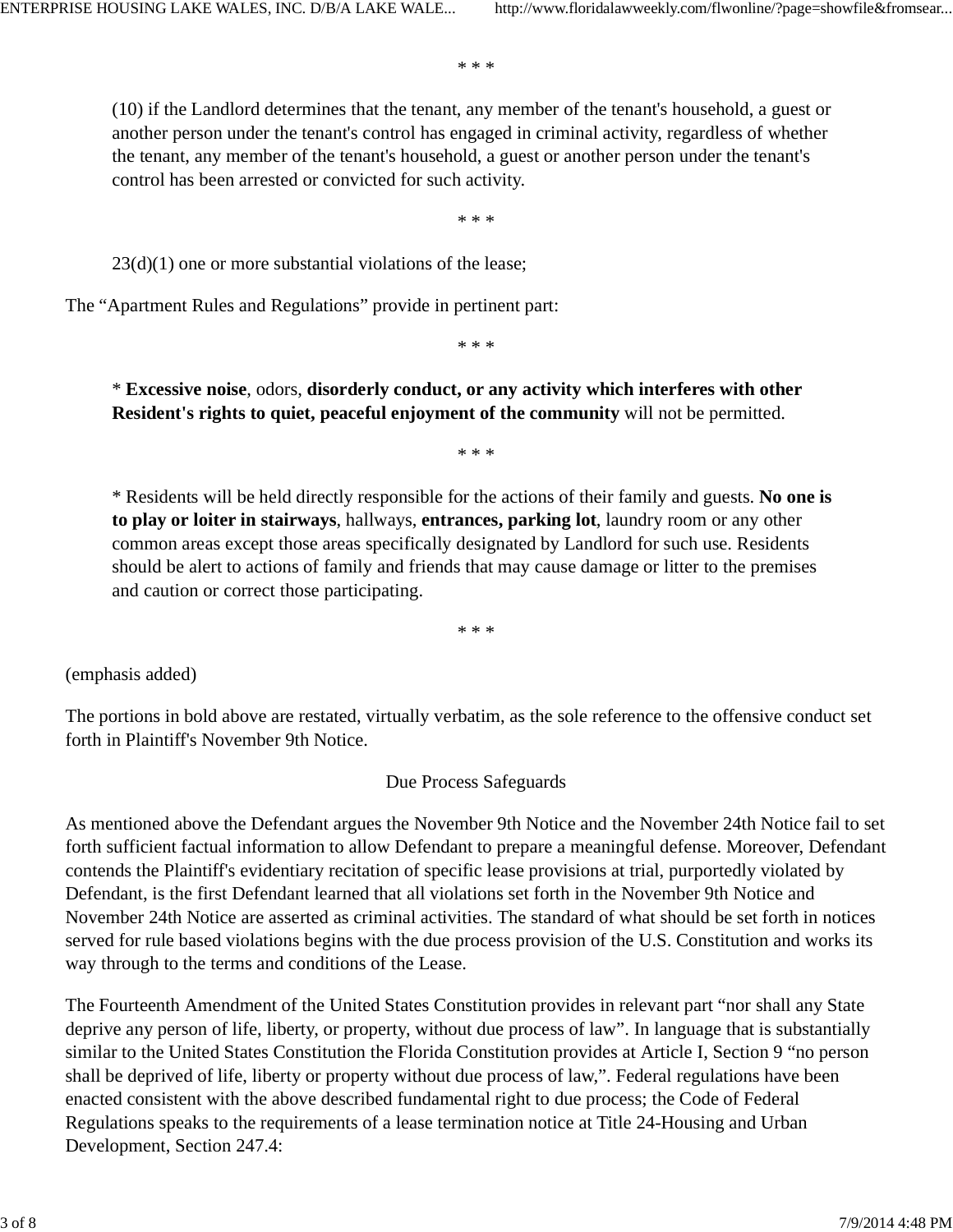\* \* \*

> (10) if the Landlord determines that the tenant, any member of the tenant's household, a guest or another person under the tenant's control has engaged in criminal activity, regardless of whether the tenant, any member of the tenant's household, a guest or another person under the tenant's control has been arrested or convicted for such activity.

\* \* \*

> 23(d)(1) one or more substantial violations of the lease;

The "Apartment Rules and Regulations" provide in pertinent part:

\* \* \*

> \* **Excessive noise**, odors, **disorderly conduct, or any activity which interferes with other Resident's rights to quiet, peaceful enjoyment of the community** will not be permitted.

\* \* \*

> \* Residents will be held directly responsible for the actions of their family and guests. **No one is to play or loiter in stairways**, hallways, **entrances, parking lot**, laundry room or any other common areas except those areas specifically designated by Landlord for such use. Residents should be alert to actions of family and friends that may cause damage or litter to the premises and caution or correct those participating.

\* \* \*

(emphasis added)

The portions in bold above are restated, virtually verbatim, as the sole reference to the offensive conduct set forth in Plaintiff's November 9th Notice.

## Due Process Safeguards

As mentioned above the Defendant argues the November 9th Notice and the November 24th Notice fail to set forth sufficient factual information to allow Defendant to prepare a meaningful defense. Moreover, Defendant contends the Plaintiff's evidentiary recitation of specific lease provisions at trial, purportedly violated by Defendant, is the first Defendant learned that all violations set forth in the November 9th Notice and November 24th Notice are asserted as criminal activities. The standard of what should be set forth in notices served for rule based violations begins with the due process provision of the U.S. Constitution and works its way through to the terms and conditions of the Lease.

The Fourteenth Amendment of the United States Constitution provides in relevant part "nor shall any State deprive any person of life, liberty, or property, without due process of law". In language that is substantially similar to the United States Constitution the Florida Constitution provides at Article I, Section 9 "no person shall be deprived of life, liberty or property without due process of law,". Federal regulations have been enacted consistent with the above described fundamental right to due process; the Code of Federal Regulations speaks to the requirements of a lease termination notice at Title 24-Housing and Urban Development, Section 247.4: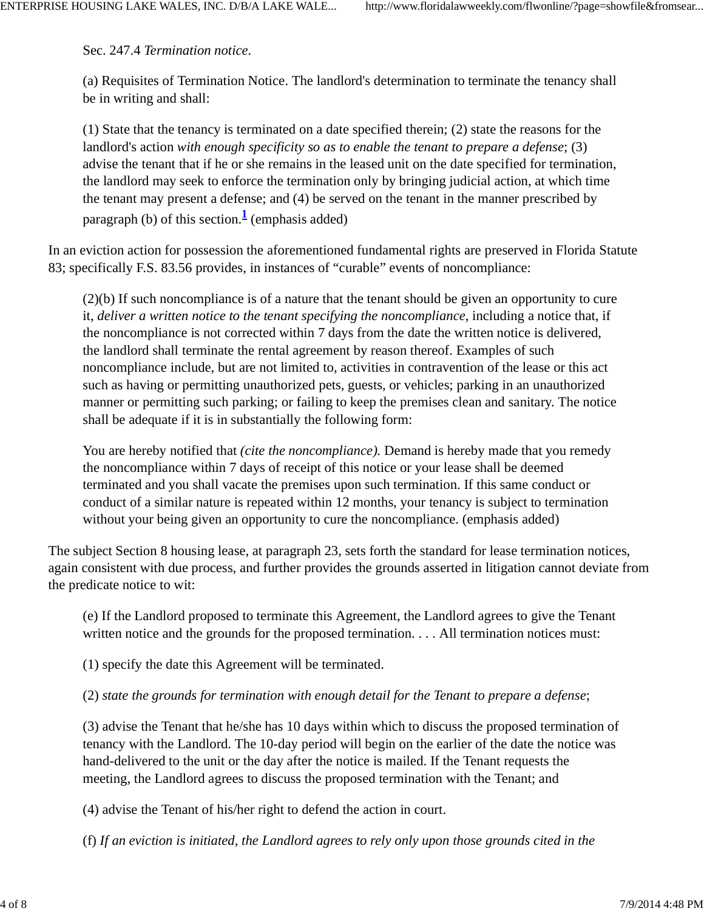> Sec. 247.4 *Termination notice*.
>
> (a) Requisites of Termination Notice. The landlord's determination to terminate the tenancy shall be in writing and shall:
>
> (1) State that the tenancy is terminated on a date specified therein; (2) state the reasons for the landlord's action *with enough specificity so as to enable the tenant to prepare a defense*; (3) advise the tenant that if he or she remains in the leased unit on the date specified for termination, the landlord may seek to enforce the termination only by bringing judicial action, at which time the tenant may present a defense; and (4) be served on the tenant in the manner prescribed by paragraph (b) of this section.[1] (emphasis added)

In an eviction action for possession the aforementioned fundamental rights are preserved in Florida Statute 83; specifically F.S. 83.56 provides, in instances of "curable" events of noncompliance:

> (2)(b) If such noncompliance is of a nature that the tenant should be given an opportunity to cure it, *deliver a written notice to the tenant specifying the noncompliance*, including a notice that, if the noncompliance is not corrected within 7 days from the date the written notice is delivered, the landlord shall terminate the rental agreement by reason thereof. Examples of such noncompliance include, but are not limited to, activities in contravention of the lease or this act such as having or permitting unauthorized pets, guests, or vehicles; parking in an unauthorized manner or permitting such parking; or failing to keep the premises clean and sanitary. The notice shall be adequate if it is in substantially the following form:
>
> You are hereby notified that *(cite the noncompliance)*. Demand is hereby made that you remedy the noncompliance within 7 days of receipt of this notice or your lease shall be deemed terminated and you shall vacate the premises upon such termination. If this same conduct or conduct of a similar nature is repeated within 12 months, your tenancy is subject to termination without your being given an opportunity to cure the noncompliance. (emphasis added)

The subject Section 8 housing lease, at paragraph 23, sets forth the standard for lease termination notices, again consistent with due process, and further provides the grounds asserted in litigation cannot deviate from the predicate notice to wit:

> (e) If the Landlord proposed to terminate this Agreement, the Landlord agrees to give the Tenant written notice and the grounds for the proposed termination. . . . All termination notices must:
>
> (1) specify the date this Agreement will be terminated.
>
> (2) *state the grounds for termination with enough detail for the Tenant to prepare a defense*;
>
> (3) advise the Tenant that he/she has 10 days within which to discuss the proposed termination of tenancy with the Landlord. The 10-day period will begin on the earlier of the date the notice was hand-delivered to the unit or the day after the notice is mailed. If the Tenant requests the meeting, the Landlord agrees to discuss the proposed termination with the Tenant; and
>
> (4) advise the Tenant of his/her right to defend the action in court.
>
> (f) *If an eviction is initiated, the Landlord agrees to rely only upon those grounds cited in the*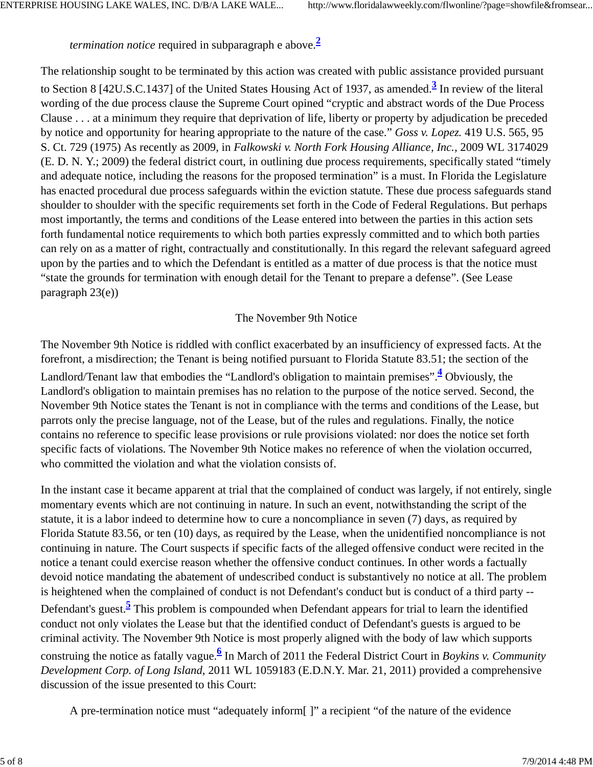*termination notice* required in subparagraph e above.[2]

The relationship sought to be terminated by this action was created with public assistance provided pursuant to Section 8 [42U.S.C.1437] of the United States Housing Act of 1937, as amended.[3] In review of the literal wording of the due process clause the Supreme Court opined "cryptic and abstract words of the Due Process Clause . . . at a minimum they require that deprivation of life, liberty or property by adjudication be preceded by notice and opportunity for hearing appropriate to the nature of the case." *Goss v. Lopez.* 419 U.S. 565, 95 S. Ct. 729 (1975) As recently as 2009, in *Falkowski v. North Fork Housing Alliance, Inc.*, 2009 WL 3174029 (E. D. N. Y.; 2009) the federal district court, in outlining due process requirements, specifically stated "timely and adequate notice, including the reasons for the proposed termination" is a must. In Florida the Legislature has enacted procedural due process safeguards within the eviction statute. These due process safeguards stand shoulder to shoulder with the specific requirements set forth in the Code of Federal Regulations. But perhaps most importantly, the terms and conditions of the Lease entered into between the parties in this action sets forth fundamental notice requirements to which both parties expressly committed and to which both parties can rely on as a matter of right, contractually and constitutionally. In this regard the relevant safeguard agreed upon by the parties and to which the Defendant is entitled as a matter of due process is that the notice must "state the grounds for termination with enough detail for the Tenant to prepare a defense". (See Lease paragraph 23(e))

The November 9th Notice

The November 9th Notice is riddled with conflict exacerbated by an insufficiency of expressed facts. At the forefront, a misdirection; the Tenant is being notified pursuant to Florida Statute 83.51; the section of the Landlord/Tenant law that embodies the "Landlord's obligation to maintain premises".[4] Obviously, the Landlord's obligation to maintain premises has no relation to the purpose of the notice served. Second, the November 9th Notice states the Tenant is not in compliance with the terms and conditions of the Lease, but parrots only the precise language, not of the Lease, but of the rules and regulations. Finally, the notice contains no reference to specific lease provisions or rule provisions violated: nor does the notice set forth specific facts of violations. The November 9th Notice makes no reference of when the violation occurred, who committed the violation and what the violation consists of.

In the instant case it became apparent at trial that the complained of conduct was largely, if not entirely, single momentary events which are not continuing in nature. In such an event, notwithstanding the script of the statute, it is a labor indeed to determine how to cure a noncompliance in seven (7) days, as required by Florida Statute 83.56, or ten (10) days, as required by the Lease, when the unidentified noncompliance is not continuing in nature. The Court suspects if specific facts of the alleged offensive conduct were recited in the notice a tenant could exercise reason whether the offensive conduct continues. In other words a factually devoid notice mandating the abatement of undescribed conduct is substantively no notice at all. The problem is heightened when the complained of conduct is not Defendant's conduct but is conduct of a third party -- Defendant's guest.[5] This problem is compounded when Defendant appears for trial to learn the identified conduct not only violates the Lease but that the identified conduct of Defendant's guests is argued to be criminal activity. The November 9th Notice is most properly aligned with the body of law which supports construing the notice as fatally vague.[6] In March of 2011 the Federal District Court in *Boykins v. Community Development Corp. of Long Island*, 2011 WL 1059183 (E.D.N.Y. Mar. 21, 2011) provided a comprehensive discussion of the issue presented to this Court:

> A pre-termination notice must "adequately inform[ ]" a recipient "of the nature of the evidence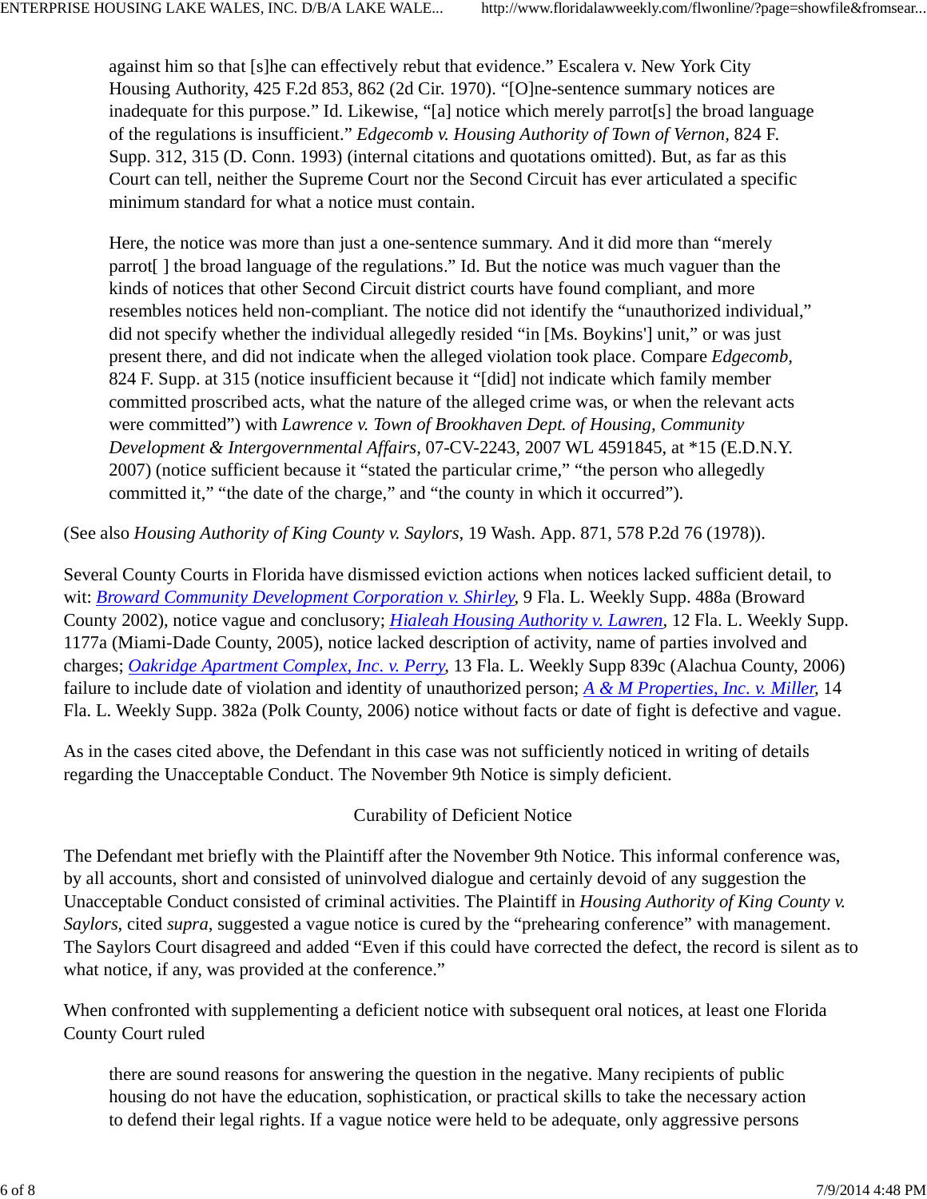> against him so that [s]he can effectively rebut that evidence." Escalera v. New York City Housing Authority, 425 F.2d 853, 862 (2d Cir. 1970). "[O]ne-sentence summary notices are inadequate for this purpose." Id. Likewise, "[a] notice which merely parrot[s] the broad language of the regulations is insufficient." *Edgecomb v. Housing Authority of Town of Vernon*, 824 F. Supp. 312, 315 (D. Conn. 1993) (internal citations and quotations omitted). But, as far as this Court can tell, neither the Supreme Court nor the Second Circuit has ever articulated a specific minimum standard for what a notice must contain.
>
> Here, the notice was more than just a one-sentence summary. And it did more than "merely parrot[ ] the broad language of the regulations." Id. But the notice was much vaguer than the kinds of notices that other Second Circuit district courts have found compliant, and more resembles notices held non-compliant. The notice did not identify the "unauthorized individual," did not specify whether the individual allegedly resided "in [Ms. Boykins'] unit," or was just present there, and did not indicate when the alleged violation took place. Compare *Edgecomb*, 824 F. Supp. at 315 (notice insufficient because it "[did] not indicate which family member committed proscribed acts, what the nature of the alleged crime was, or when the relevant acts were committed") with *Lawrence v. Town of Brookhaven Dept. of Housing, Community Development & Intergovernmental Affairs*, 07-CV-2243, 2007 WL 4591845, at *15 (E.D.N.Y. 2007) (notice sufficient because it "stated the particular crime," "the person who allegedly committed it," "the date of the charge," and "the county in which it occurred").

(See also *Housing Authority of King County v. Saylors*, 19 Wash. App. 871, 578 P.2d 76 (1978)).

Several County Courts in Florida have dismissed eviction actions when notices lacked sufficient detail, to wit: *Broward Community Development Corporation v. Shirley*, 9 Fla. L. Weekly Supp. 488a (Broward County 2002), notice vague and conclusory; *Hialeah Housing Authority v. Lawren*, 12 Fla. L. Weekly Supp. 1177a (Miami-Dade County, 2005), notice lacked description of activity, name of parties involved and charges; *Oakridge Apartment Complex, Inc. v. Perry*, 13 Fla. L. Weekly Supp 839c (Alachua County, 2006) failure to include date of violation and identity of unauthorized person; *A & M Properties, Inc. v. Miller*, 14 Fla. L. Weekly Supp. 382a (Polk County, 2006) notice without facts or date of fight is defective and vague.

As in the cases cited above, the Defendant in this case was not sufficiently noticed in writing of details regarding the Unacceptable Conduct. The November 9th Notice is simply deficient.

Curability of Deficient Notice

The Defendant met briefly with the Plaintiff after the November 9th Notice. This informal conference was, by all accounts, short and consisted of uninvolved dialogue and certainly devoid of any suggestion the Unacceptable Conduct consisted of criminal activities. The Plaintiff in *Housing Authority of King County v. Saylors*, cited *supra*, suggested a vague notice is cured by the "prehearing conference" with management. The Saylors Court disagreed and added "Even if this could have corrected the defect, the record is silent as to what notice, if any, was provided at the conference."

When confronted with supplementing a deficient notice with subsequent oral notices, at least one Florida County Court ruled

> there are sound reasons for answering the question in the negative. Many recipients of public housing do not have the education, sophistication, or practical skills to take the necessary action to defend their legal rights. If a vague notice were held to be adequate, only aggressive persons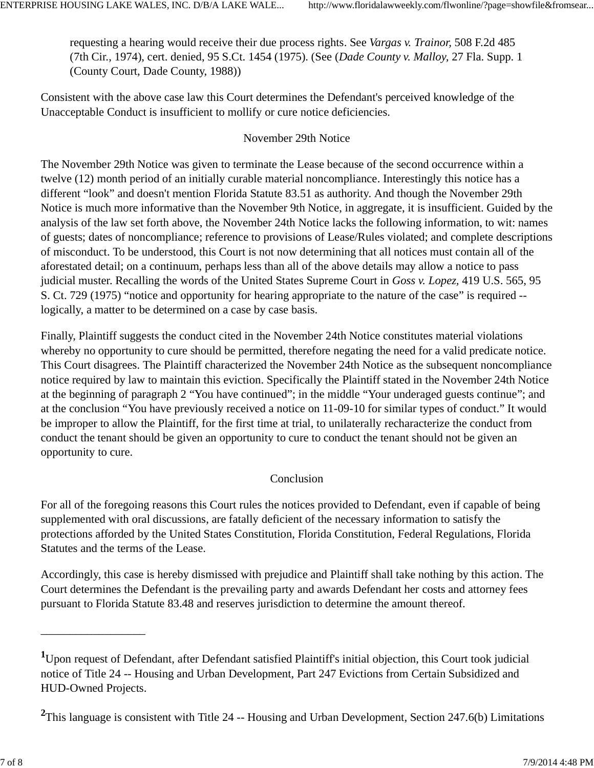requesting a hearing would receive their due process rights. See *Vargas v. Trainor,* 508 F.2d 485 (7th Cir., 1974), cert. denied, 95 S.Ct. 1454 (1975). (See (*Dade County v. Malloy,* 27 Fla. Supp. 1 (County Court, Dade County, 1988))

Consistent with the above case law this Court determines the Defendant's perceived knowledge of the Unacceptable Conduct is insufficient to mollify or cure notice deficiencies.

November 29th Notice

The November 29th Notice was given to terminate the Lease because of the second occurrence within a twelve (12) month period of an initially curable material noncompliance. Interestingly this notice has a different "look" and doesn't mention Florida Statute 83.51 as authority. And though the November 29th Notice is much more informative than the November 9th Notice, in aggregate, it is insufficient. Guided by the analysis of the law set forth above, the November 24th Notice lacks the following information, to wit: names of guests; dates of noncompliance; reference to provisions of Lease/Rules violated; and complete descriptions of misconduct. To be understood, this Court is not now determining that all notices must contain all of the aforestated detail; on a continuum, perhaps less than all of the above details may allow a notice to pass judicial muster. Recalling the words of the United States Supreme Court in *Goss v. Lopez,* 419 U.S. 565, 95 S. Ct. 729 (1975) "notice and opportunity for hearing appropriate to the nature of the case" is required -- logically, a matter to be determined on a case by case basis.

Finally, Plaintiff suggests the conduct cited in the November 24th Notice constitutes material violations whereby no opportunity to cure should be permitted, therefore negating the need for a valid predicate notice. This Court disagrees. The Plaintiff characterized the November 24th Notice as the subsequent noncompliance notice required by law to maintain this eviction. Specifically the Plaintiff stated in the November 24th Notice at the beginning of paragraph 2 "You have continued"; in the middle "Your underaged guests continue"; and at the conclusion "You have previously received a notice on 11-09-10 for similar types of conduct." It would be improper to allow the Plaintiff, for the first time at trial, to unilaterally recharacterize the conduct from conduct the tenant should be given an opportunity to cure to conduct the tenant should not be given an opportunity to cure.

Conclusion

For all of the foregoing reasons this Court rules the notices provided to Defendant, even if capable of being supplemented with oral discussions, are fatally deficient of the necessary information to satisfy the protections afforded by the United States Constitution, Florida Constitution, Federal Regulations, Florida Statutes and the terms of the Lease.

Accordingly, this case is hereby dismissed with prejudice and Plaintiff shall take nothing by this action. The Court determines the Defendant is the prevailing party and awards Defendant her costs and attorney fees pursuant to Florida Statute 83.48 and reserves jurisdiction to determine the amount thereof.

---

[1]Upon request of Defendant, after Defendant satisfied Plaintiff's initial objection, this Court took judicial notice of Title 24 -- Housing and Urban Development, Part 247 Evictions from Certain Subsidized and HUD-Owned Projects.

[2]This language is consistent with Title 24 -- Housing and Urban Development, Section 247.6(b) Limitations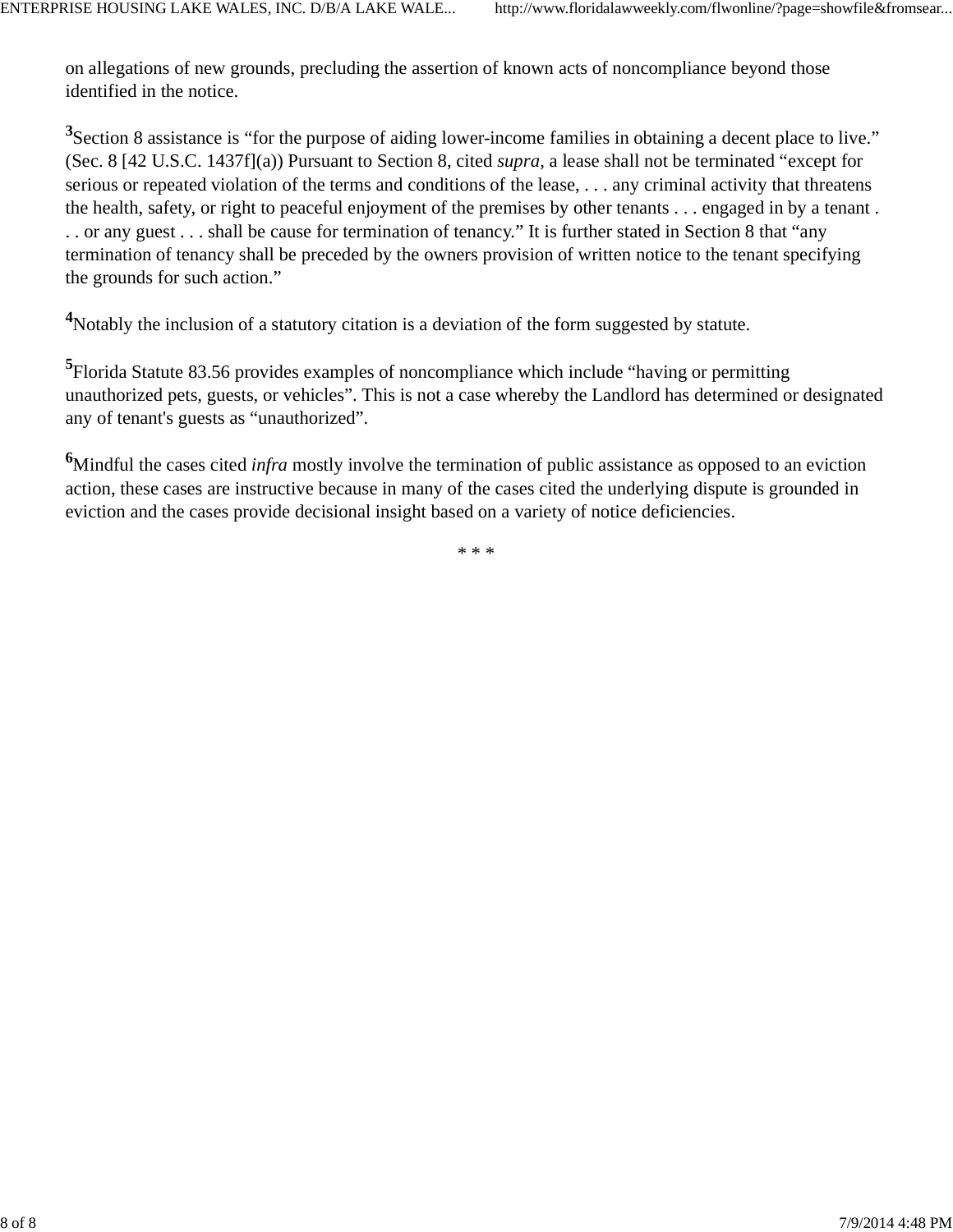on allegations of new grounds, precluding the assertion of known acts of noncompliance beyond those identified in the notice.

[3]Section 8 assistance is “for the purpose of aiding lower-income families in obtaining a decent place to live.” (Sec. 8 [42 U.S.C. 1437f](a)) Pursuant to Section 8, cited *supra*, a lease shall not be terminated “except for serious or repeated violation of the terms and conditions of the lease, . . . any criminal activity that threatens the health, safety, or right to peaceful enjoyment of the premises by other tenants . . . engaged in by a tenant . . . or any guest . . . shall be cause for termination of tenancy.” It is further stated in Section 8 that “any termination of tenancy shall be preceded by the owners provision of written notice to the tenant specifying the grounds for such action.”

[4]Notably the inclusion of a statutory citation is a deviation of the form suggested by statute.

[5]Florida Statute 83.56 provides examples of noncompliance which include “having or permitting unauthorized pets, guests, or vehicles”. This is not a case whereby the Landlord has determined or designated any of tenant's guests as “unauthorized”.

[6]Mindful the cases cited *infra* mostly involve the termination of public assistance as opposed to an eviction action, these cases are instructive because in many of the cases cited the underlying dispute is grounded in eviction and the cases provide decisional insight based on a variety of notice deficiencies.

* * *